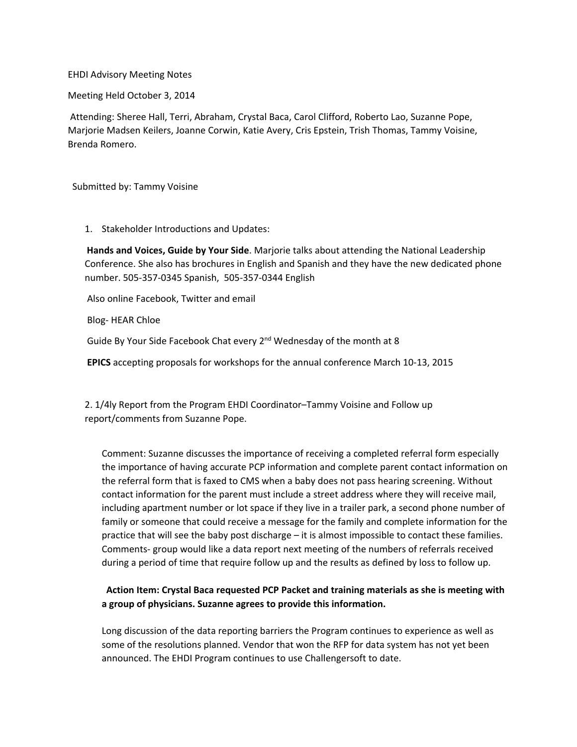EHDI Advisory Meeting Notes

Meeting Held October 3, 2014

Attending: Sheree Hall, Terri, Abraham, Crystal Baca, Carol Clifford, Roberto Lao, Suzanne Pope, Marjorie Madsen Keilers, Joanne Corwin, Katie Avery, Cris Epstein, Trish Thomas, Tammy Voisine, Brenda Romero.

Submitted by: Tammy Voisine

1. Stakeholder Introductions and Updates:

**Hands and Voices, Guide by Your Side**. Marjorie talks about attending the National Leadership Conference. She also has brochures in English and Spanish and they have the new dedicated phone number. 505-357-0345 Spanish, 505-357-0344 English

Also online Facebook, Twitter and email

Blog- HEAR Chloe

Guide By Your Side Facebook Chat every 2nd Wednesday of the month at 8

**EPICS** accepting proposals for workshops for the annual conference March 10-13, 2015

2. 1/4ly Report from the Program EHDI Coordinator–Tammy Voisine and Follow up report/comments from Suzanne Pope.

Comment: Suzanne discusses the importance of receiving a completed referral form especially the importance of having accurate PCP information and complete parent contact information on the referral form that is faxed to CMS when a baby does not pass hearing screening. Without contact information for the parent must include a street address where they will receive mail, including apartment number or lot space if they live in a trailer park, a second phone number of family or someone that could receive a message for the family and complete information for the practice that will see the baby post discharge – it is almost impossible to contact these families. Comments- group would like a data report next meeting of the numbers of referrals received during a period of time that require follow up and the results as defined by loss to follow up.

**Action Item: Crystal Baca requested PCP Packet and training materials as she is meeting with a group of physicians. Suzanne agrees to provide this information.**

Long discussion of the data reporting barriers the Program continues to experience as well as some of the resolutions planned. Vendor that won the RFP for data system has not yet been announced. The EHDI Program continues to use Challengersoft to date.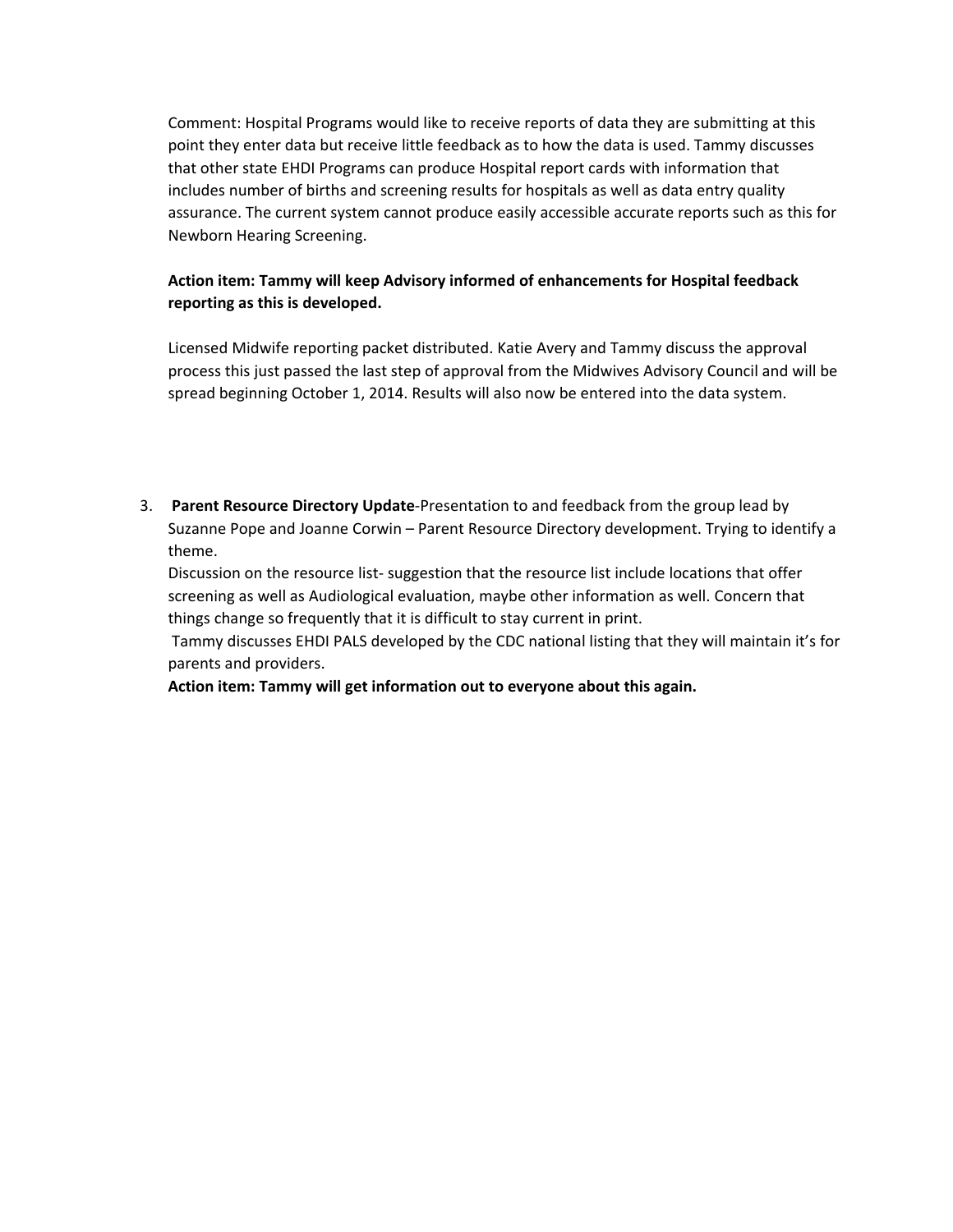Comment: Hospital Programs would like to receive reports of data they are submitting at this point they enter data but receive little feedback as to how the data is used. Tammy discusses that other state EHDI Programs can produce Hospital report cards with information that includes number of births and screening results for hospitals as well as data entry quality assurance. The current system cannot produce easily accessible accurate reports such as this for Newborn Hearing Screening.

**Action item: Tammy will keep Advisory informed of enhancements for Hospital feedback reporting as this is developed.**

Licensed Midwife reporting packet distributed. Katie Avery and Tammy discuss the approval process this just passed the last step of approval from the Midwives Advisory Council and will be spread beginning October 1, 2014. Results will also now be entered into the data system.

3. **Parent Resource Directory Update**-Presentation to and feedback from the group lead by Suzanne Pope and Joanne Corwin – Parent Resource Directory development. Trying to identify a theme.
   Discussion on the resource list- suggestion that the resource list include locations that offer screening as well as Audiological evaluation, maybe other information as well. Concern that things change so frequently that it is difficult to stay current in print.
   Tammy discusses EHDI PALS developed by the CDC national listing that they will maintain it's for parents and providers.
   **Action item: Tammy will get information out to everyone about this again.**